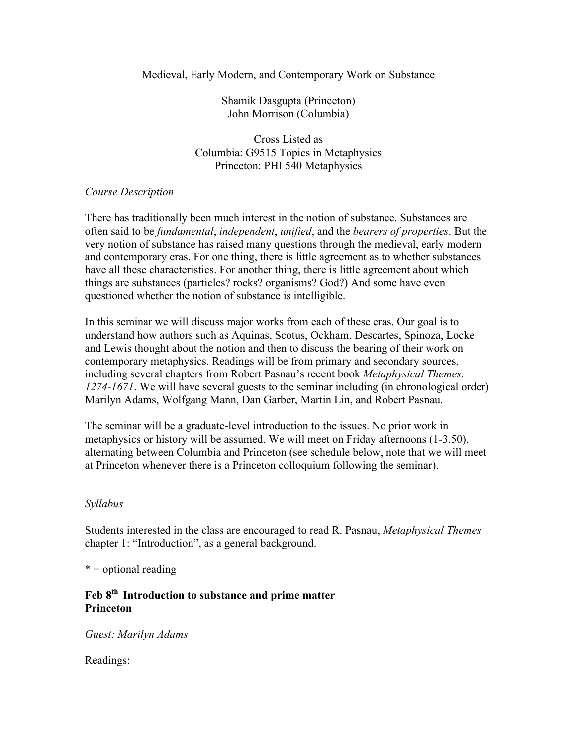Medieval, Early Modern, and Contemporary Work on Substance

Shamik Dasgupta (Princeton)
John Morrison (Columbia)

Cross Listed as
Columbia: G9515 Topics in Metaphysics
Princeton: PHI 540 Metaphysics

*Course Description*

There has traditionally been much interest in the notion of substance. Substances are often said to be *fundamental*, *independent*, *unified*, and the *bearers of properties*. But the very notion of substance has raised many questions through the medieval, early modern and contemporary eras. For one thing, there is little agreement as to whether substances have all these characteristics. For another thing, there is little agreement about which things are substances (particles? rocks? organisms? God?) And some have even questioned whether the notion of substance is intelligible.

In this seminar we will discuss major works from each of these eras. Our goal is to understand how authors such as Aquinas, Scotus, Ockham, Descartes, Spinoza, Locke and Lewis thought about the notion and then to discuss the bearing of their work on contemporary metaphysics. Readings will be from primary and secondary sources, including several chapters from Robert Pasnau's recent book *Metaphysical Themes: 1274-1671*. We will have several guests to the seminar including (in chronological order) Marilyn Adams, Wolfgang Mann, Dan Garber, Martin Lin, and Robert Pasnau.

The seminar will be a graduate-level introduction to the issues. No prior work in metaphysics or history will be assumed. We will meet on Friday afternoons (1-3.50), alternating between Columbia and Princeton (see schedule below, note that we will meet at Princeton whenever there is a Princeton colloquium following the seminar).

*Syllabus*

Students interested in the class are encouraged to read R. Pasnau, *Metaphysical Themes* chapter 1: "Introduction", as a general background.

* = optional reading

**Feb 8th Introduction to substance and prime matter**
**Princeton**

*Guest: Marilyn Adams*

Readings: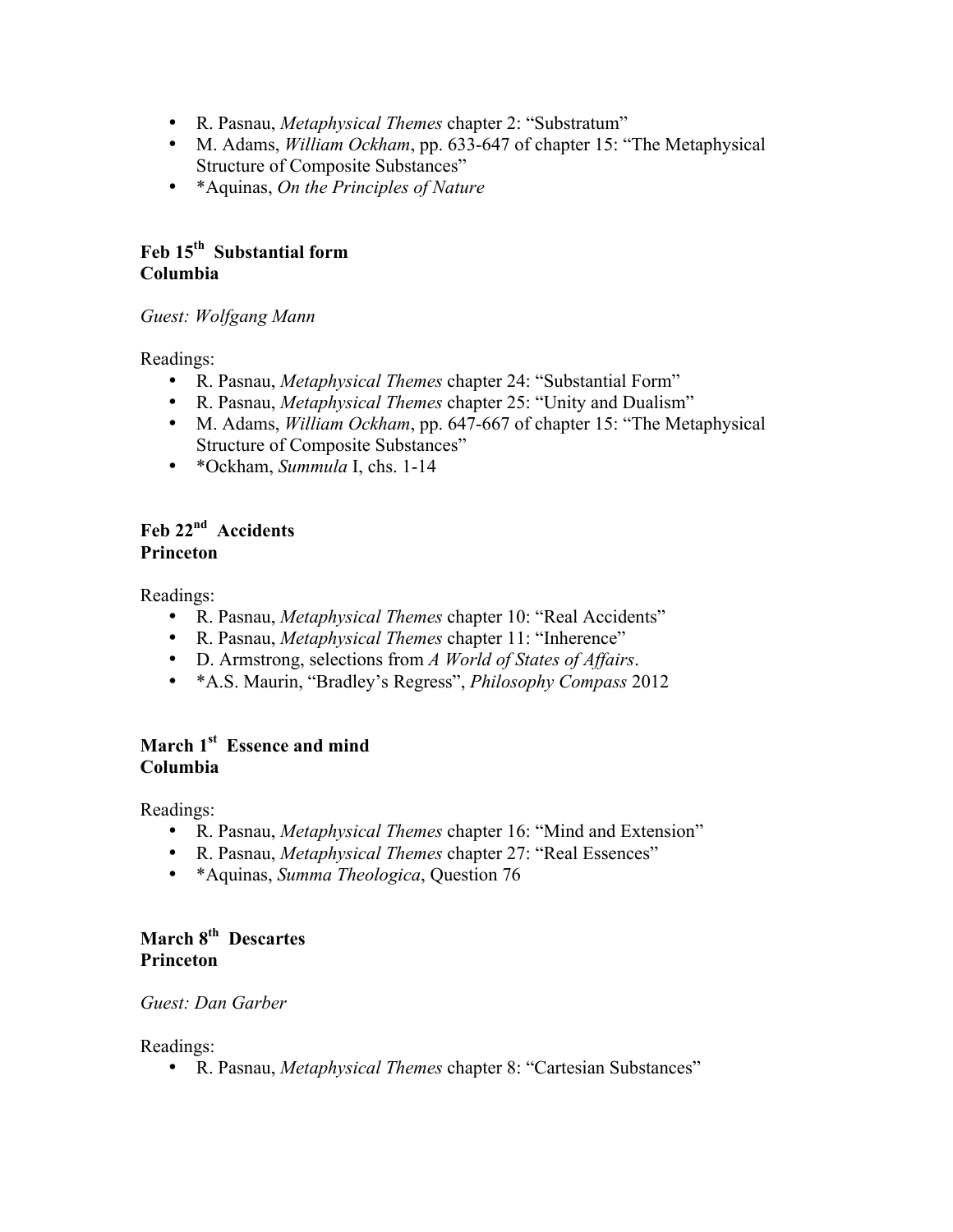- R. Pasnau, *Metaphysical Themes* chapter 2: "Substratum"
- M. Adams, *William Ockham*, pp. 633-647 of chapter 15: "The Metaphysical Structure of Composite Substances"
- *Aquinas, *On the Principles of Nature*

## Feb 15th Substantial form
**Columbia**

*Guest: Wolfgang Mann*

Readings:

- R. Pasnau, *Metaphysical Themes* chapter 24: "Substantial Form"
- R. Pasnau, *Metaphysical Themes* chapter 25: "Unity and Dualism"
- M. Adams, *William Ockham*, pp. 647-667 of chapter 15: "The Metaphysical Structure of Composite Substances"
- *Ockham, *Summula* I, chs. 1-14

## Feb 22nd Accidents
**Princeton**

Readings:

- R. Pasnau, *Metaphysical Themes* chapter 10: "Real Accidents"
- R. Pasnau, *Metaphysical Themes* chapter 11: "Inherence"
- D. Armstrong, selections from *A World of States of Affairs*.
- *A.S. Maurin, "Bradley's Regress", *Philosophy Compass* 2012

## March 1st Essence and mind
**Columbia**

Readings:

- R. Pasnau, *Metaphysical Themes* chapter 16: "Mind and Extension"
- R. Pasnau, *Metaphysical Themes* chapter 27: "Real Essences"
- *Aquinas, *Summa Theologica*, Question 76

## March 8th Descartes
**Princeton**

*Guest: Dan Garber*

Readings:

- R. Pasnau, *Metaphysical Themes* chapter 8: "Cartesian Substances"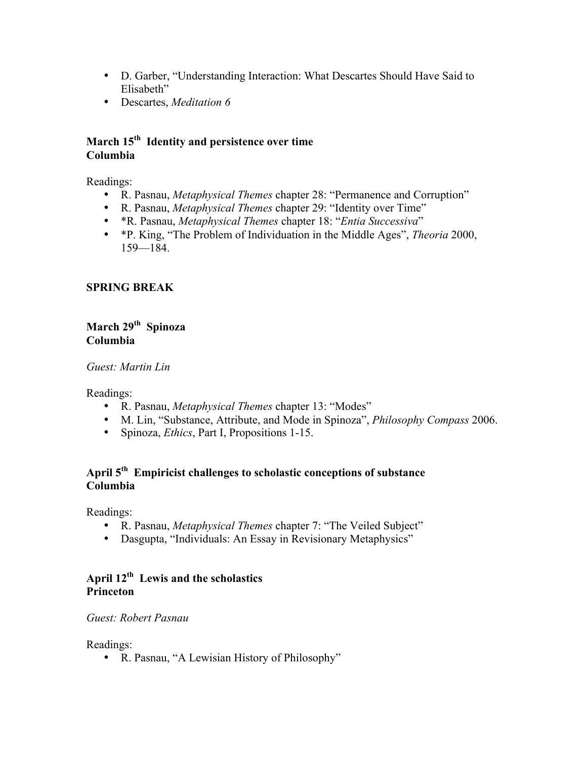- D. Garber, "Understanding Interaction: What Descartes Should Have Said to Elisabeth"
- Descartes, *Meditation 6*

**March 15th Identity and persistence over time**
**Columbia**

Readings:

- R. Pasnau, *Metaphysical Themes* chapter 28: "Permanence and Corruption"
- R. Pasnau, *Metaphysical Themes* chapter 29: "Identity over Time"
- *R. Pasnau, *Metaphysical Themes* chapter 18: "*Entia Successiva*"
- *P. King, "The Problem of Individuation in the Middle Ages", *Theoria* 2000, 159—184.

**SPRING BREAK**

**March 29th Spinoza**
**Columbia**

*Guest: Martin Lin*

Readings:

- R. Pasnau, *Metaphysical Themes* chapter 13: "Modes"
- M. Lin, "Substance, Attribute, and Mode in Spinoza", *Philosophy Compass* 2006.
- Spinoza, *Ethics*, Part I, Propositions 1-15.

**April 5th Empiricist challenges to scholastic conceptions of substance**
**Columbia**

Readings:

- R. Pasnau, *Metaphysical Themes* chapter 7: "The Veiled Subject"
- Dasgupta, "Individuals: An Essay in Revisionary Metaphysics"

**April 12th Lewis and the scholastics**
**Princeton**

*Guest: Robert Pasnau*

Readings:

- R. Pasnau, "A Lewisian History of Philosophy"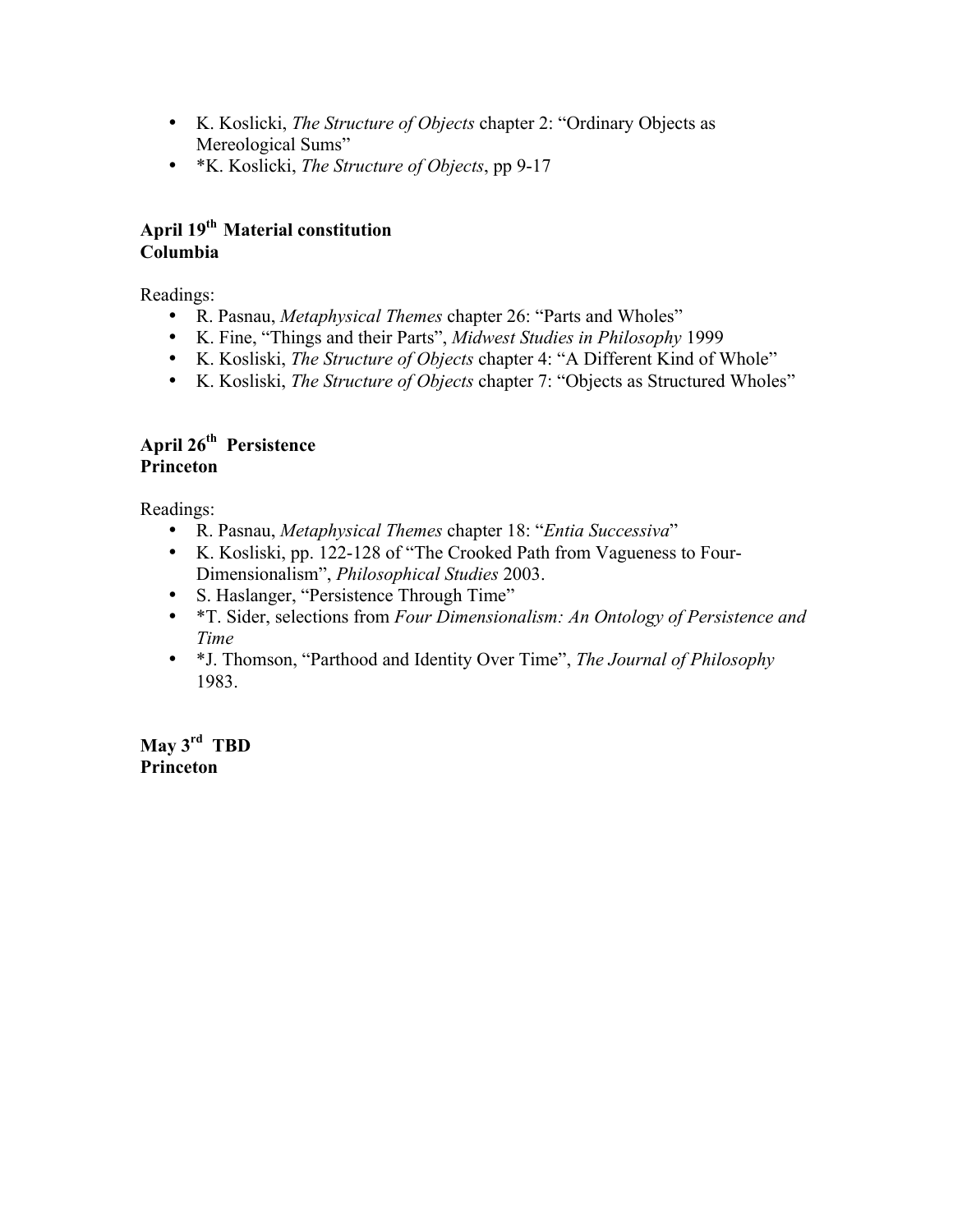- K. Koslicki, *The Structure of Objects* chapter 2: "Ordinary Objects as Mereological Sums"
- *K. Koslicki, *The Structure of Objects*, pp 9-17

**April 19th Material constitution**
**Columbia**

Readings:

- R. Pasnau, *Metaphysical Themes* chapter 26: "Parts and Wholes"
- K. Fine, "Things and their Parts", *Midwest Studies in Philosophy* 1999
- K. Kosliski, *The Structure of Objects* chapter 4: "A Different Kind of Whole"
- K. Kosliski, *The Structure of Objects* chapter 7: "Objects as Structured Wholes"

**April 26th Persistence**
**Princeton**

Readings:

- R. Pasnau, *Metaphysical Themes* chapter 18: "*Entia Successiva*"
- K. Kosliski, pp. 122-128 of "The Crooked Path from Vagueness to Four-Dimensionalism", *Philosophical Studies* 2003.
- S. Haslanger, "Persistence Through Time"
- *T. Sider, selections from *Four Dimensionalism: An Ontology of Persistence and Time*
- *J. Thomson, "Parthood and Identity Over Time", *The Journal of Philosophy* 1983.

**May 3rd TBD**
**Princeton**